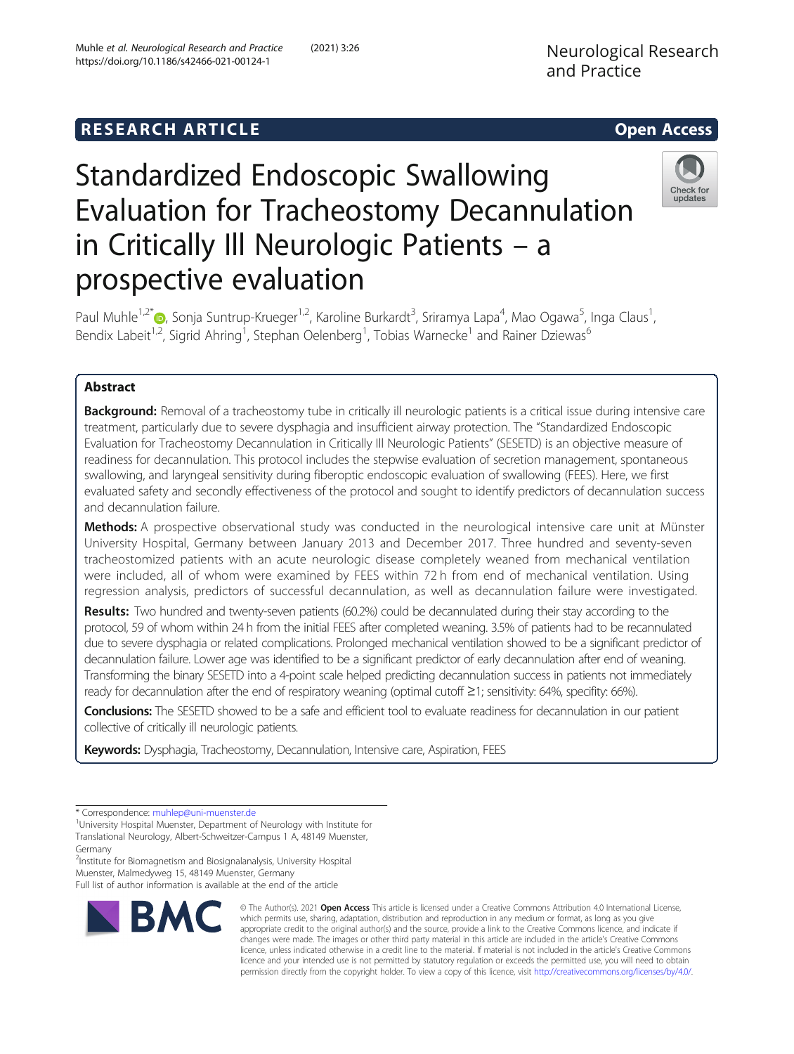RESEARCH ARTICLE

Open Access

# Standardized Endoscopic Swallowing Evaluation for Tracheostomy Decannulation in Critically Ill Neurologic Patients – a prospective evaluation

Paul Muhle[1,2*], Sonja Suntrup-Krueger[1,2], Karoline Burkardt[3], Sriramya Lapa[4], Mao Ogawa[5], Inga Claus[1], Bendix Labeit[1,2], Sigrid Ahring[1], Stephan Oelenberg[1], Tobias Warnecke[1] and Rainer Dziewas[6]

## Abstract

**Background:** Removal of a tracheostomy tube in critically ill neurologic patients is a critical issue during intensive care treatment, particularly due to severe dysphagia and insufficient airway protection. The "Standardized Endoscopic Evaluation for Tracheostomy Decannulation in Critically Ill Neurologic Patients" (SESETD) is an objective measure of readiness for decannulation. This protocol includes the stepwise evaluation of secretion management, spontaneous swallowing, and laryngeal sensitivity during fiberoptic endoscopic evaluation of swallowing (FEES). Here, we first evaluated safety and secondly effectiveness of the protocol and sought to identify predictors of decannulation success and decannulation failure.

**Methods:** A prospective observational study was conducted in the neurological intensive care unit at Münster University Hospital, Germany between January 2013 and December 2017. Three hundred and seventy-seven tracheostomized patients with an acute neurologic disease completely weaned from mechanical ventilation were included, all of whom were examined by FEES within 72 h from end of mechanical ventilation. Using regression analysis, predictors of successful decannulation, as well as decannulation failure were investigated.

**Results:** Two hundred and twenty-seven patients (60.2%) could be decannulated during their stay according to the protocol, 59 of whom within 24 h from the initial FEES after completed weaning. 3.5% of patients had to be recannulated due to severe dysphagia or related complications. Prolonged mechanical ventilation showed to be a significant predictor of decannulation failure. Lower age was identified to be a significant predictor of early decannulation after end of weaning. Transforming the binary SESETD into a 4-point scale helped predicting decannulation success in patients not immediately ready for decannulation after the end of respiratory weaning (optimal cutoff ≥1; sensitivity: 64%, specifity: 66%).

**Conclusions:** The SESETD showed to be a safe and efficient tool to evaluate readiness for decannulation in our patient collective of critically ill neurologic patients.

**Keywords:** Dysphagia, Tracheostomy, Decannulation, Intensive care, Aspiration, FEES

\* Correspondence: muhlep@uni-muenster.de

[1]University Hospital Muenster, Department of Neurology with Institute for Translational Neurology, Albert-Schweitzer-Campus 1 A, 48149 Muenster, Germany

[2]Institute for Biomagnetism and Biosignalanalysis, University Hospital Muenster, Malmedyweg 15, 48149 Muenster, Germany

Full list of author information is available at the end of the article

© The Author(s). 2021 **Open Access** This article is licensed under a Creative Commons Attribution 4.0 International License, which permits use, sharing, adaptation, distribution and reproduction in any medium or format, as long as you give appropriate credit to the original author(s) and the source, provide a link to the Creative Commons licence, and indicate if changes were made. The images or other third party material in this article are included in the article's Creative Commons licence, unless indicated otherwise in a credit line to the material. If material is not included in the article's Creative Commons licence and your intended use is not permitted by statutory regulation or exceeds the permitted use, you will need to obtain permission directly from the copyright holder. To view a copy of this licence, visit http://creativecommons.org/licenses/by/4.0/.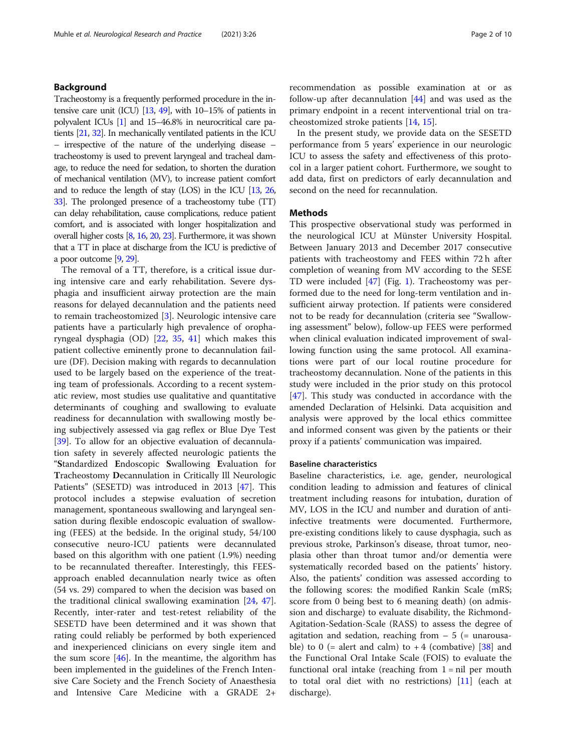## Background

Tracheostomy is a frequently performed procedure in the intensive care unit (ICU) [13, 49], with 10–15% of patients in polyvalent ICUs [1] and 15–46.8% in neurocritical care patients [21, 32]. In mechanically ventilated patients in the ICU – irrespective of the nature of the underlying disease – tracheostomy is used to prevent laryngeal and tracheal damage, to reduce the need for sedation, to shorten the duration of mechanical ventilation (MV), to increase patient comfort and to reduce the length of stay (LOS) in the ICU [13, 26, 33]. The prolonged presence of a tracheostomy tube (TT) can delay rehabilitation, cause complications, reduce patient comfort, and is associated with longer hospitalization and overall higher costs [8, 16, 20, 23]. Furthermore, it was shown that a TT in place at discharge from the ICU is predictive of a poor outcome [9, 29].

The removal of a TT, therefore, is a critical issue during intensive care and early rehabilitation. Severe dysphagia and insufficient airway protection are the main reasons for delayed decannulation and the patients need to remain tracheostomized [3]. Neurologic intensive care patients have a particularly high prevalence of oropharyngeal dysphagia (OD) [22, 35, 41] which makes this patient collective eminently prone to decannulation failure (DF). Decision making with regards to decannulation used to be largely based on the experience of the treating team of professionals. According to a recent systematic review, most studies use qualitative and quantitative determinants of coughing and swallowing to evaluate readiness for decannulation with swallowing mostly being subjectively assessed via gag reflex or Blue Dye Test [39]. To allow for an objective evaluation of decannulation safety in severely affected neurologic patients the "**S**tandardized **E**ndoscopic **S**wallowing **E**valuation for **T**racheostomy **D**ecannulation in Critically Ill Neurologic Patients" (SESETD) was introduced in 2013 [47]. This protocol includes a stepwise evaluation of secretion management, spontaneous swallowing and laryngeal sensation during flexible endoscopic evaluation of swallowing (FEES) at the bedside. In the original study, 54/100 consecutive neuro-ICU patients were decannulated based on this algorithm with one patient (1.9%) needing to be recannulated thereafter. Interestingly, this FEES-approach enabled decannulation nearly twice as often (54 vs. 29) compared to when the decision was based on the traditional clinical swallowing examination [24, 47]. Recently, inter-rater and test-retest reliability of the SESETD have been determined and it was shown that rating could reliably be performed by both experienced and inexperienced clinicians on every single item and the sum score [46]. In the meantime, the algorithm has been implemented in the guidelines of the French Intensive Care Society and the French Society of Anaesthesia and Intensive Care Medicine with a GRADE 2+ recommendation as possible examination at or as follow-up after decannulation [44] and was used as the primary endpoint in a recent interventional trial on tracheostomized stroke patients [14, 15].

In the present study, we provide data on the SESETD performance from 5 years' experience in our neurologic ICU to assess the safety and effectiveness of this protocol in a larger patient cohort. Furthermore, we sought to add data, first on predictors of early decannulation and second on the need for recannulation.

## Methods

This prospective observational study was performed in the neurological ICU at Münster University Hospital. Between January 2013 and December 2017 consecutive patients with tracheostomy and FEES within 72 h after completion of weaning from MV according to the SESE TD were included [47] (Fig. 1). Tracheostomy was performed due to the need for long-term ventilation and insufficient airway protection. If patients were considered not to be ready for decannulation (criteria see "Swallowing assessment" below), follow-up FEES were performed when clinical evaluation indicated improvement of swallowing function using the same protocol. All examinations were part of our local routine procedure for tracheostomy decannulation. None of the patients in this study were included in the prior study on this protocol [47]. This study was conducted in accordance with the amended Declaration of Helsinki. Data acquisition and analysis were approved by the local ethics committee and informed consent was given by the patients or their proxy if a patients' communication was impaired.

### Baseline characteristics

Baseline characteristics, i.e. age, gender, neurological condition leading to admission and features of clinical treatment including reasons for intubation, duration of MV, LOS in the ICU and number and duration of anti-infective treatments were documented. Furthermore, pre-existing conditions likely to cause dysphagia, such as previous stroke, Parkinson's disease, throat tumor, neoplasia other than throat tumor and/or dementia were systematically recorded based on the patients' history. Also, the patients' condition was assessed according to the following scores: the modified Rankin Scale (mRS; score from 0 being best to 6 meaning death) (on admission and discharge) to evaluate disability, the Richmond-Agitation-Sedation-Scale (RASS) to assess the degree of agitation and sedation, reaching from − 5 (= unarousable) to 0 (= alert and calm) to + 4 (combative) [38] and the Functional Oral Intake Scale (FOIS) to evaluate the functional oral intake (reaching from 1 = nil per mouth to total oral diet with no restrictions) [11] (each at discharge).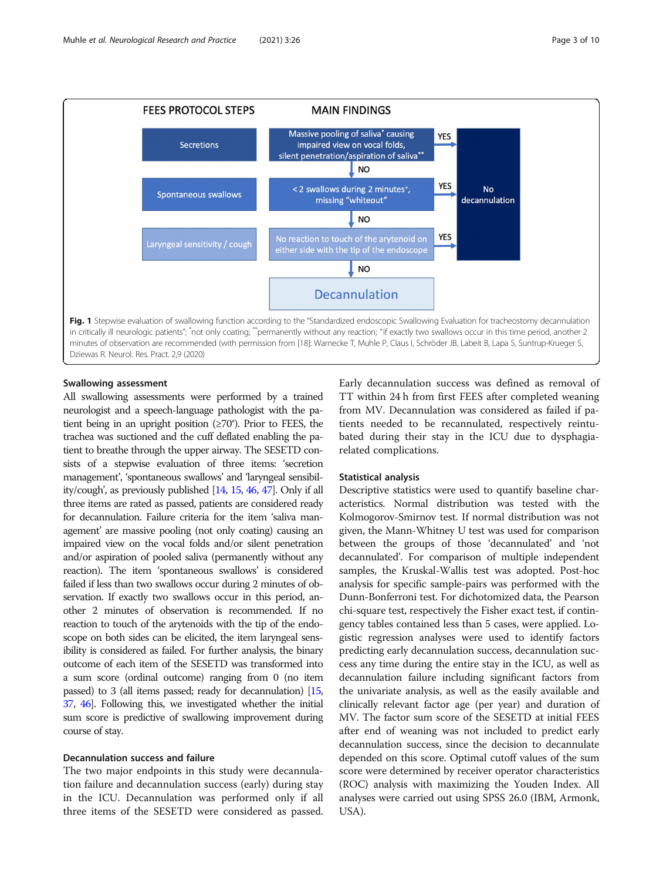FEES PROTOCOL STEPS

MAIN FINDINGS

Secretions

Massive pooling of saliva* causing impaired view on vocal folds, silent penetration/aspiration of saliva**

YES

NO

Spontaneous swallows

< 2 swallows during 2 minutes+, missing "whiteout"

YES

NO

Laryngeal sensitivity / cough

No reaction to touch of the arytenoid on either side with the tip of the endoscope

YES

NO

No decannulation

Decannulation

**Fig. 1** Stepwise evaluation of swallowing function according to the "Standardized endoscopic Swallowing Evaluation for tracheostomy decannulation in critically ill neurologic patients"; *not only coating; **permanently without any reaction; +if exactly two swallows occur in this time period, another 2 minutes of observation are recommended (with permission from [18]: Warnecke T, Muhle P, Claus I, Schröder JB, Labeit B, Lapa S, Suntrup-Krueger S, Dziewas R. Neurol. Res. Pract. 2,9 (2020)

### Swallowing assessment

All swallowing assessments were performed by a trained neurologist and a speech-language pathologist with the patient being in an upright position (≥70°). Prior to FEES, the trachea was suctioned and the cuff deflated enabling the patient to breathe through the upper airway. The SESETD consists of a stepwise evaluation of three items: 'secretion management', 'spontaneous swallows' and 'laryngeal sensibility/cough', as previously published [14, 15, 46, 47]. Only if all three items are rated as passed, patients are considered ready for decannulation. Failure criteria for the item 'saliva management' are massive pooling (not only coating) causing an impaired view on the vocal folds and/or silent penetration and/or aspiration of pooled saliva (permanently without any reaction). The item 'spontaneous swallows' is considered failed if less than two swallows occur during 2 minutes of observation. If exactly two swallows occur in this period, another 2 minutes of observation is recommended. If no reaction to touch of the arytenoids with the tip of the endoscope on both sides can be elicited, the item laryngeal sensibility is considered as failed. For further analysis, the binary outcome of each item of the SESETD was transformed into a sum score (ordinal outcome) ranging from 0 (no item passed) to 3 (all items passed; ready for decannulation) [15, 37, 46]. Following this, we investigated whether the initial sum score is predictive of swallowing improvement during course of stay.

### Decannulation success and failure

The two major endpoints in this study were decannulation failure and decannulation success (early) during stay in the ICU. Decannulation was performed only if all three items of the SESETD were considered as passed. Early decannulation success was defined as removal of TT within 24 h from first FEES after completed weaning from MV. Decannulation was considered as failed if patients needed to be recannulated, respectively reintubated during their stay in the ICU due to dysphagia-related complications.

### Statistical analysis

Descriptive statistics were used to quantify baseline characteristics. Normal distribution was tested with the Kolmogorov-Smirnov test. If normal distribution was not given, the Mann-Whitney U test was used for comparison between the groups of those 'decannulated' and 'not decannulated'. For comparison of multiple independent samples, the Kruskal-Wallis test was adopted. Post-hoc analysis for specific sample-pairs was performed with the Dunn-Bonferroni test. For dichotomized data, the Pearson chi-square test, respectively the Fisher exact test, if contingency tables contained less than 5 cases, were applied. Logistic regression analyses were used to identify factors predicting early decannulation success, decannulation success any time during the entire stay in the ICU, as well as decannulation failure including significant factors from the univariate analysis, as well as the easily available and clinically relevant factor age (per year) and duration of MV. The factor sum score of the SESETD at initial FEES after end of weaning was not included to predict early decannulation success, since the decision to decannulate depended on this score. Optimal cutoff values of the sum score were determined by receiver operator characteristics (ROC) analysis with maximizing the Youden Index. All analyses were carried out using SPSS 26.0 (IBM, Armonk, USA).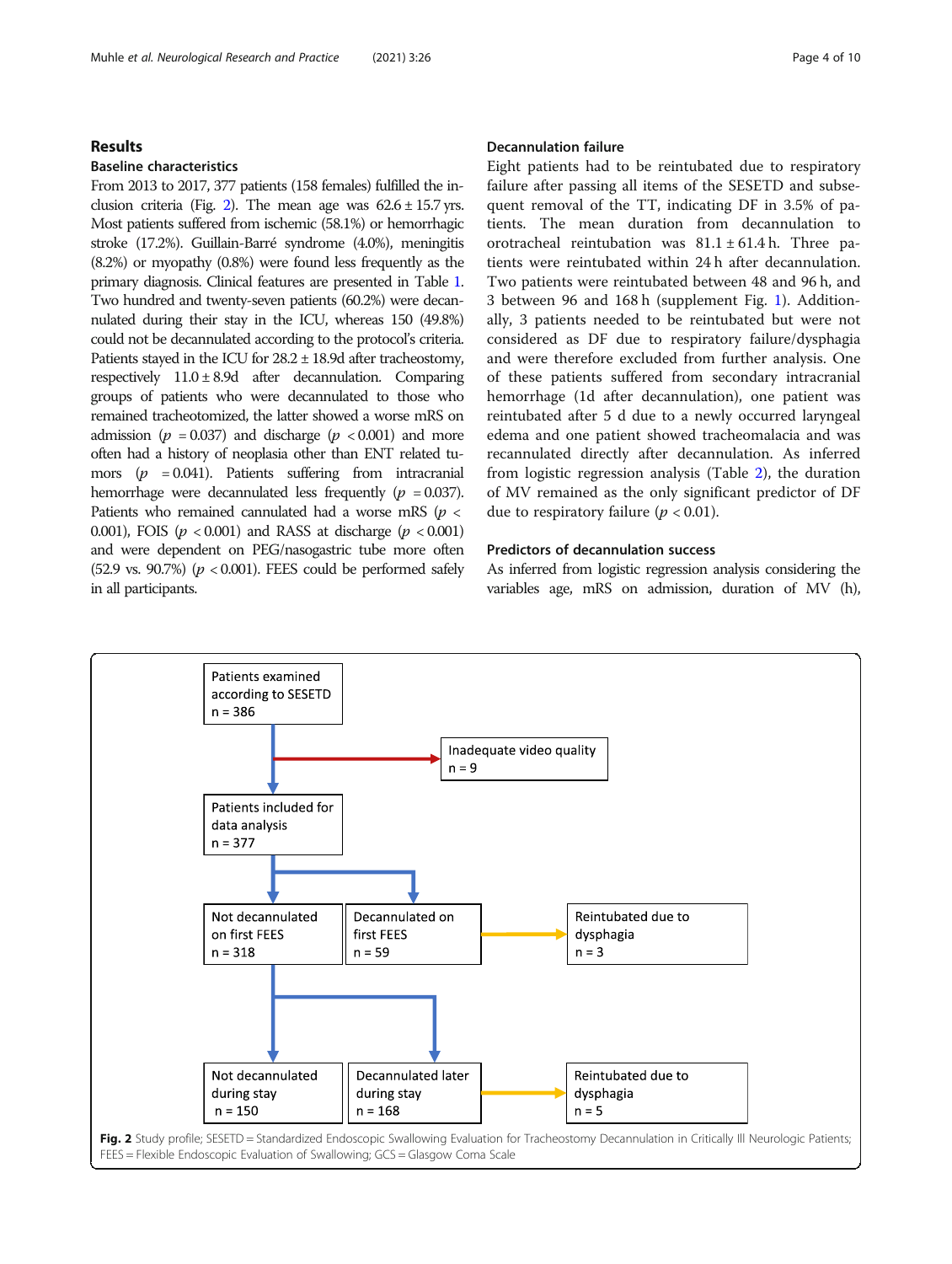## Results

### Baseline characteristics

From 2013 to 2017, 377 patients (158 females) fulfilled the inclusion criteria (Fig. 2). The mean age was 62.6 ± 15.7 yrs. Most patients suffered from ischemic (58.1%) or hemorrhagic stroke (17.2%). Guillain-Barré syndrome (4.0%), meningitis (8.2%) or myopathy (0.8%) were found less frequently as the primary diagnosis. Clinical features are presented in Table 1. Two hundred and twenty-seven patients (60.2%) were decannulated during their stay in the ICU, whereas 150 (49.8%) could not be decannulated according to the protocol's criteria. Patients stayed in the ICU for 28.2 ± 18.9d after tracheostomy, respectively 11.0 ± 8.9d after decannulation. Comparing groups of patients who were decannulated to those who remained tracheotomized, the latter showed a worse mRS on admission ($p = 0.037$) and discharge ($p < 0.001$) and more often had a history of neoplasia other than ENT related tumors ($p = 0.041$). Patients suffering from intracranial hemorrhage were decannulated less frequently ($p = 0.037$). Patients who remained cannulated had a worse mRS ($p < 0.001$), FOIS ($p < 0.001$) and RASS at discharge ($p < 0.001$) and were dependent on PEG/nasogastric tube more often (52.9 vs. 90.7%) ($p < 0.001$). FEES could be performed safely in all participants.

### Decannulation failure

Eight patients had to be reintubated due to respiratory failure after passing all items of the SESETD and subsequent removal of the TT, indicating DF in 3.5% of patients. The mean duration from decannulation to orotracheal reintubation was 81.1 ± 61.4 h. Three patients were reintubated within 24 h after decannulation. Two patients were reintubated between 48 and 96 h, and 3 between 96 and 168 h (supplement Fig. 1). Additionally, 3 patients needed to be reintubated but were not considered as DF due to respiratory failure/dysphagia and were therefore excluded from further analysis. One of these patients suffered from secondary intracranial hemorrhage (1d after decannulation), one patient was reintubated after 5 d due to a newly occurred laryngeal edema and one patient showed tracheomalacia and was recannulated directly after decannulation. As inferred from logistic regression analysis (Table 2), the duration of MV remained as the only significant predictor of DF due to respiratory failure ($p < 0.01$).

### Predictors of decannulation success

As inferred from logistic regression analysis considering the variables age, mRS on admission, duration of MV (h),

Patients examined according to SESETD
n = 386

Inadequate video quality
n = 9

Patients included for data analysis
n = 377

Not decannulated on first FEES
n = 318

Decannulated on first FEES
n = 59

Reintubated due to dysphagia
n = 3

Not decannulated during stay
n = 150

Decannulated later during stay
n = 168

Reintubated due to dysphagia
n = 5

**Fig. 2** Study profile; SESETD = Standardized Endoscopic Swallowing Evaluation for Tracheostomy Decannulation in Critically Ill Neurologic Patients; FEES = Flexible Endoscopic Evaluation of Swallowing; GCS = Glasgow Coma Scale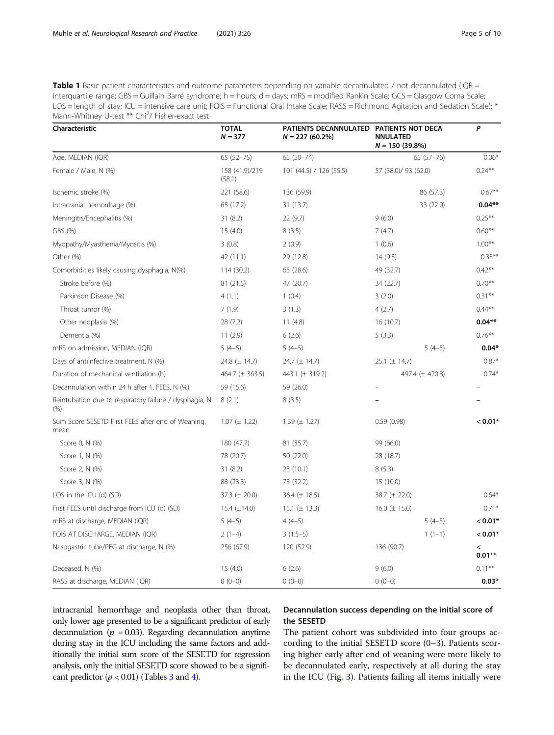**Table 1** Basic patient characteristics and outcome parameters depending on variable decannulated / not decannulated (IQR = interquartile range; GBS = Guillain Barré syndrome; h = hours; d = days; mRS = modified Rankin Scale; GCS = Glasgow Coma Scale; LOS = length of stay; ICU = intensive care unit; FOIS = Functional Oral Intake Scale; RASS = Richmond Agitation and Sedation Scale); * Mann-Whitney U-test ** Chi$^2$/ Fisher-exact test

| Characteristic | TOTAL $N = 377$ | PATIENTS DECANNULATED $N = 227$ (60.2%) | PATIENTS NOT DECANNULATED $N = 150$ (39.8%) | P |
|---|---|---|---|---|
| Age, MEDIAN (IQR) | 65 (52–75) | 65 (50–74) | 65 (57–76) | 0.06* |
| Female / Male, N (%) | 158 (41.9)/219 (58.1) | 101 (44.5) / 126 (55.5) | 57 (38.0)/ 93 (62.0) | 0.24** |
| Ischemic stroke (%) | 221 (58.6) | 136 (59.9) | 86 (57.3) | 0.67** |
| Intracranial hemorrhage (%) | 65 (17.2) | 31 (13.7) | 33 (22.0) | **0.04**** |
| Meningitis/Encephalitis (%) | 31 (8.2) | 22 (9.7) | 9 (6.0) | 0.25** |
| GBS (%) | 15 (4.0) | 8 (3.5) | 7 (4.7) | 0.60** |
| Myopathy/Myasthenia/Myositis (%) | 3 (0.8) | 2 (0.9) | 1 (0.6) | 1.00** |
| Other (%) | 42 (11.1) | 29 (12.8) | 14 (9.3) | 0.33** |
| Comorbidities likely causing dysphagia, N(%) | 114 (30.2) | 65 (28.6) | 49 (32.7) | 0.42** |
| Stroke before (%) | 81 (21.5) | 47 (20.7) | 34 (22.7) | 0.70** |
| Parkinson Disease (%) | 4 (1.1) | 1 (0.4) | 3 (2.0) | 0.31** |
| Throat tumor (%) | 7 (1.9) | 3 (1.3) | 4 (2.7) | 0.44** |
| Other neoplasia (%) | 28 (7.2) | 11 (4.8) | 16 (10.7) | **0.04**** |
| Dementia (%) | 11 (2.9) | 6 (2.6) | 5 (3.3) | 0.76** |
| mRS on admission, MEDIAN (IQR) | 5 (4–5) | 5 (4–5) | 5 (4–5) | **0.04*** |
| Days of antiinfective treatment, N (%) | 24.8 (± 14.7) | 24.7 (± 14.7) | 25.1 (± 14.7) | 0.87* |
| Duration of mechanical ventilation (h) | 464.7 (± 363.5) | 443.1 (± 319.2) | 497.4 (± 420.8) | 0.74* |
| Decannulation within 24 h after 1. FEES, N (%) | 59 (15.6) | 59 (26.0) | – | – |
| Reintubation due to respiratory failure / dysphagia, N (%) | 8 (2.1) | 8 (3.5) | – | – |
| Sum Score SESETD First FEES after end of Weaning, mean | 1.07 (± 1.22) | 1.39 (± 1.27) | 0.59 (0.98) | **< 0.01*** |
| Score 0, N (%) | 180 (47.7) | 81 (35.7) | 99 (66.0) | |
| Score 1, N (%) | 78 (20.7) | 50 (22.0) | 28 (18.7) | |
| Score 2, N (%) | 31 (8.2) | 23 (10.1) | 8 (5.3) | |
| Score 3, N (%) | 88 (23.3) | 73 (32.2) | 15 (10.0) | |
| LOS in the ICU (d) (SD) | 37.3 (± 20.0) | 36.4 (± 18.5) | 38.7 (± 22.0) | 0.64* |
| First FEES until discharge from ICU (d) (SD) | 15.4 (±14.0) | 15.1 (± 13.3) | 16.0 (± 15.0) | 0.71* |
| mRS at discharge, MEDIAN (IQR) | 5 (4–5) | 4 (4–5) | 5 (4–5) | **< 0.01*** |
| FOIS AT DISCHARGE, MEDIAN (IQR) | 2 (1–4) | 3 (1.5–5) | 1 (1–1) | **< 0.01*** |
| Nasogastric tube/PEG at discharge, N (%) | 256 (67.9) | 120 (52.9) | 136 (90.7) | **< 0.01**** |
| Deceased, N (%) | 15 (4.0) | 6 (2.6) | 9 (6.0) | 0.11** |
| RASS at discharge, MEDIAN (IQR) | 0 (0–0) | 0 (0–0) | 0 (0–0) | **0.03*** |

intracranial hemorrhage and neoplasia other than throat, only lower age presented to be a significant predictor of early decannulation ($p = 0.03$). Regarding decannulation anytime during stay in the ICU including the same factors and additionally the initial sum score of the SESETD for regression analysis, only the initial SESETD score showed to be a significant predictor ($p < 0.01$) (Tables 3 and 4).

## Decannulation success depending on the initial score of the SESETD

The patient cohort was subdivided into four groups according to the initial SESETD score (0–3). Patients scoring higher early after end of weaning were more likely to be decannulated early, respectively at all during the stay in the ICU (Fig. 3). Patients failing all items initially were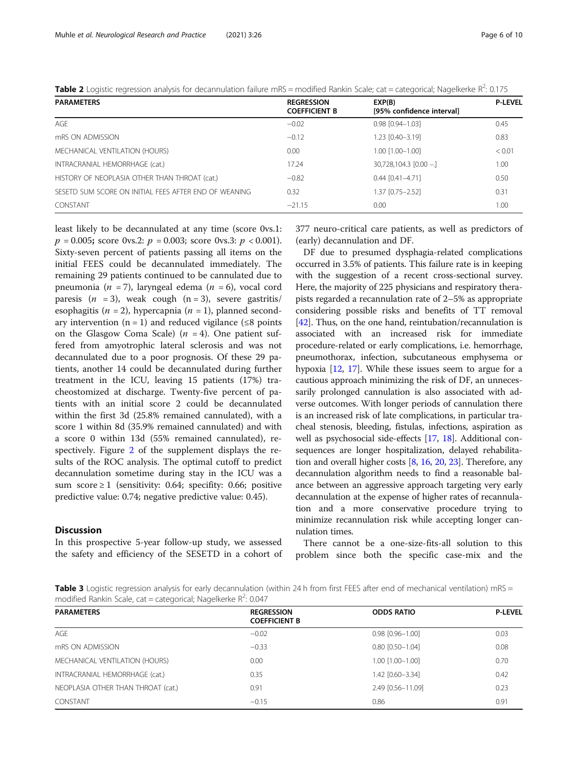**Table 2** Logistic regression analysis for decannulation failure mRS = modified Rankin Scale; cat = categorical; Nagelkerke $R^2$: 0.175

| PARAMETERS | REGRESSION COEFFICIENT B | EXP(B) [95% confidence interval] | P-LEVEL |
| --- | --- | --- | --- |
| AGE | −0.02 | 0.98 [0.94–1.03] | 0.45 |
| mRS ON ADMISSION | −0.12 | 1.23 [0.40–3.19] | 0.83 |
| MECHANICAL VENTILATION (HOURS) | 0.00 | 1.00 [1.00–1.00] | < 0.01 |
| INTRACRANIAL HEMORRHAGE (cat.) | 17.24 | 30,728,104.3 [0.00 –.] | 1.00 |
| HISTORY OF NEOPLASIA OTHER THAN THROAT (cat.) | −0.82 | 0.44 [0.41–4.71] | 0.50 |
| SESETD SUM SCORE ON INITIAL FEES AFTER END OF WEANING | 0.32 | 1.37 [0.75–2.52] | 0.31 |
| CONSTANT | −21.15 | 0.00 | 1.00 |

least likely to be decannulated at any time (score 0vs.1: $p = 0.005$**;** score 0vs.2: $p = 0.003$; score 0vs.3: $p < 0.001$). Sixty-seven percent of patients passing all items on the initial FEES could be decannulated immediately. The remaining 29 patients continued to be cannulated due to pneumonia ($n = 7$), laryngeal edema ($n = 6$), vocal cord paresis ($n = 3$), weak cough (n = 3), severe gastritis/esophagitis ($n = 2$), hypercapnia ($n = 1$), planned secondary intervention (n = 1) and reduced vigilance (≤8 points on the Glasgow Coma Scale) ($n = 4$). One patient suffered from amyotrophic lateral sclerosis and was not decannulated due to a poor prognosis. Of these 29 patients, another 14 could be decannulated during further treatment in the ICU, leaving 15 patients (17%) tracheostomized at discharge. Twenty-five percent of patients with an initial score 2 could be decannulated within the first 3d (25.8% remained cannulated), with a score 1 within 8d (35.9% remained cannulated) and with a score 0 within 13d (55% remained cannulated), respectively. Figure 2 of the supplement displays the results of the ROC analysis. The optimal cutoff to predict decannulation sometime during stay in the ICU was a sum score ≥ 1 (sensitivity: 0.64; specifity: 0.66; positive predictive value: 0.74; negative predictive value: 0.45).

## Discussion

In this prospective 5-year follow-up study, we assessed the safety and efficiency of the SESETD in a cohort of 377 neuro-critical care patients, as well as predictors of (early) decannulation and DF.

DF due to presumed dysphagia-related complications occurred in 3.5% of patients. This failure rate is in keeping with the suggestion of a recent cross-sectional survey. Here, the majority of 225 physicians and respiratory therapists regarded a recannulation rate of 2–5% as appropriate considering possible risks and benefits of TT removal [42]. Thus, on the one hand, reintubation/recannulation is associated with an increased risk for immediate procedure-related or early complications, i.e. hemorrhage, pneumothorax, infection, subcutaneous emphysema or hypoxia [12, 17]. While these issues seem to argue for a cautious approach minimizing the risk of DF, an unnecessarily prolonged cannulation is also associated with adverse outcomes. With longer periods of cannulation there is an increased risk of late complications, in particular tracheal stenosis, bleeding, fistulas, infections, aspiration as well as psychosocial side-effects [17, 18]. Additional consequences are longer hospitalization, delayed rehabilitation and overall higher costs [8, 16, 20, 23]. Therefore, any decannulation algorithm needs to find a reasonable balance between an aggressive approach targeting very early decannulation at the expense of higher rates of recannulation and a more conservative procedure trying to minimize recannulation risk while accepting longer cannulation times.

There cannot be a one-size-fits-all solution to this problem since both the specific case-mix and the

**Table 3** Logistic regression analysis for early decannulation (within 24 h from first FEES after end of mechanical ventilation) mRS = modified Rankin Scale, cat = categorical; Nagelkerke $R^2$: 0.047

| PARAMETERS | REGRESSION COEFFICIENT B | ODDS RATIO | P-LEVEL |
| --- | --- | --- | --- |
| AGE | −0.02 | 0.98 [0.96–1.00] | 0.03 |
| mRS ON ADMISSION | −0.33 | 0.80 [0.50–1.04] | 0.08 |
| MECHANICAL VENTILATION (HOURS) | 0.00 | 1.00 [1.00–1.00] | 0.70 |
| INTRACRANIAL HEMORRHAGE (cat.) | 0.35 | 1.42 [0.60–3.34] | 0.42 |
| NEOPLASIA OTHER THAN THROAT (cat.) | 0.91 | 2.49 [0.56–11.09] | 0.23 |
| CONSTANT | −0.15 | 0.86 | 0.91 |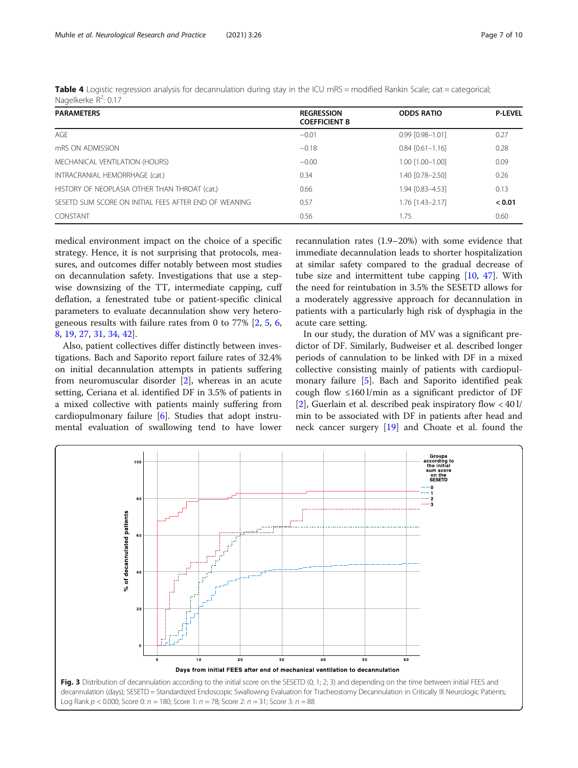**Table 4** Logistic regression analysis for decannulation during stay in the ICU mRS = modified Rankin Scale; cat = categorical; Nagelkerke $R^2$: 0.17

| PARAMETERS | REGRESSION COEFFICIENT B | ODDS RATIO | P-LEVEL |
|---|---|---|---|
| AGE | −0.01 | 0.99 [0.98–1.01] | 0.27 |
| mRS ON ADMISSION | −0.18 | 0.84 [0.61–1.16] | 0.28 |
| MECHANICAL VENTILATION (HOURS) | −0.00 | 1.00 [1.00–1.00] | 0.09 |
| INTRACRANIAL HEMORRHAGE (cat.) | 0.34 | 1.40 [0.78–2.50] | 0.26 |
| HISTORY OF NEOPLASIA OTHER THAN THROAT (cat.) | 0.66 | 1.94 [0.83–4.53] | 0.13 |
| SESETD SUM SCORE ON INITIAL FEES AFTER END OF WEANING | 0.57 | 1.76 [1.43–2.17] | **< 0.01** |
| CONSTANT | 0.56 | 1.75 | 0.60 |

medical environment impact on the choice of a specific strategy. Hence, it is not surprising that protocols, measures, and outcomes differ notably between most studies on decannulation safety. Investigations that use a stepwise downsizing of the TT, intermediate capping, cuff deflation, a fenestrated tube or patient-specific clinical parameters to evaluate decannulation show very heterogeneous results with failure rates from 0 to 77% [2, 5, 6, 8, 19, 27, 31, 34, 42].

Also, patient collectives differ distinctly between investigations. Bach and Saporito report failure rates of 32.4% on initial decannulation attempts in patients suffering from neuromuscular disorder [2], whereas in an acute setting, Ceriana et al. identified DF in 3.5% of patients in a mixed collective with patients mainly suffering from cardiopulmonary failure [6]. Studies that adopt instrumental evaluation of swallowing tend to have lower recannulation rates (1.9–20%) with some evidence that immediate decannulation leads to shorter hospitalization at similar safety compared to the gradual decrease of tube size and intermittent tube capping [10, 47]. With the need for reintubation in 3.5% the SESETD allows for a moderately aggressive approach for decannulation in patients with a particularly high risk of dysphagia in the acute care setting.

In our study, the duration of MV was a significant predictor of DF. Similarly, Budweiser et al. described longer periods of cannulation to be linked with DF in a mixed collective consisting mainly of patients with cardiopulmonary failure [5]. Bach and Saporito identified peak cough flow ≤160 l/min as a significant predictor of DF [2], Guerlain et al. described peak inspiratory flow < 40 l/min to be associated with DF in patients after head and neck cancer surgery [19] and Choate et al. found the

Groups according to the initial sum score on the SESETD
0
1
2
3

% of decannulated patients

Days from initial FEES after end of mechanical ventilation to decannulation

**Fig. 3** Distribution of decannulation according to the initial score on the SESETD (0; 1; 2; 3) and depending on the time between initial FEES and decannulation (days); SESETD = Standardized Endoscopic Swallowing Evaluation for Tracheostomy Decannulation in Critically Ill Neurologic Patients; Log Rank $p < 0.000$; Score 0: $n = 180$; Score 1: $n = 78$; Score 2: $n = 31$; Score 3: $n = 88$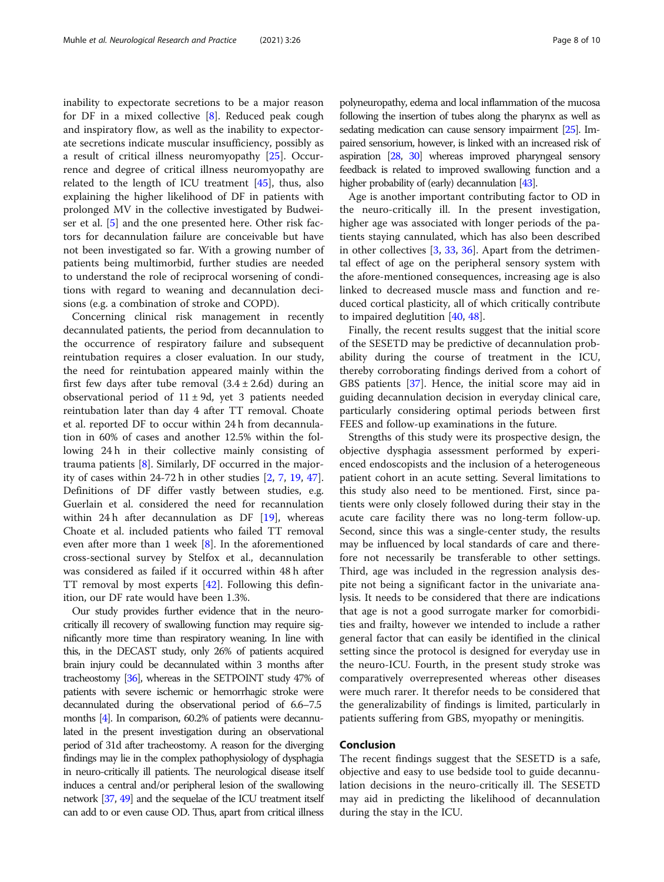inability to expectorate secretions to be a major reason for DF in a mixed collective [8]. Reduced peak cough and inspiratory flow, as well as the inability to expectorate secretions indicate muscular insufficiency, possibly as a result of critical illness neuromyopathy [25]. Occurrence and degree of critical illness neuromyopathy are related to the length of ICU treatment [45], thus, also explaining the higher likelihood of DF in patients with prolonged MV in the collective investigated by Budweiser et al. [5] and the one presented here. Other risk factors for decannulation failure are conceivable but have not been investigated so far. With a growing number of patients being multimorbid, further studies are needed to understand the role of reciprocal worsening of conditions with regard to weaning and decannulation decisions (e.g. a combination of stroke and COPD).

Concerning clinical risk management in recently decannulated patients, the period from decannulation to the occurrence of respiratory failure and subsequent reintubation requires a closer evaluation. In our study, the need for reintubation appeared mainly within the first few days after tube removal (3.4 ± 2.6d) during an observational period of 11 ± 9d, yet 3 patients needed reintubation later than day 4 after TT removal. Choate et al. reported DF to occur within 24 h from decannulation in 60% of cases and another 12.5% within the following 24 h in their collective mainly consisting of trauma patients [8]. Similarly, DF occurred in the majority of cases within 24-72 h in other studies [2, 7, 19, 47]. Definitions of DF differ vastly between studies, e.g. Guerlain et al. considered the need for recannulation within 24 h after decannulation as DF [19], whereas Choate et al. included patients who failed TT removal even after more than 1 week [8]. In the aforementioned cross-sectional survey by Stelfox et al., decannulation was considered as failed if it occurred within 48 h after TT removal by most experts [42]. Following this definition, our DF rate would have been 1.3%.

Our study provides further evidence that in the neuro-critically ill recovery of swallowing function may require significantly more time than respiratory weaning. In line with this, in the DECAST study, only 26% of patients acquired brain injury could be decannulated within 3 months after tracheostomy [36], whereas in the SETPOINT study 47% of patients with severe ischemic or hemorrhagic stroke were decannulated during the observational period of 6.6–7.5 months [4]. In comparison, 60.2% of patients were decannulated in the present investigation during an observational period of 31d after tracheostomy. A reason for the diverging findings may lie in the complex pathophysiology of dysphagia in neuro-critically ill patients. The neurological disease itself induces a central and/or peripheral lesion of the swallowing network [37, 49] and the sequelae of the ICU treatment itself can add to or even cause OD. Thus, apart from critical illness polyneuropathy, edema and local inflammation of the mucosa following the insertion of tubes along the pharynx as well as sedating medication can cause sensory impairment [25]. Impaired sensorium, however, is linked with an increased risk of aspiration [28, 30] whereas improved pharyngeal sensory feedback is related to improved swallowing function and a higher probability of (early) decannulation [43].

Age is another important contributing factor to OD in the neuro-critically ill. In the present investigation, higher age was associated with longer periods of the patients staying cannulated, which has also been described in other collectives [3, 33, 36]. Apart from the detrimental effect of age on the peripheral sensory system with the afore-mentioned consequences, increasing age is also linked to decreased muscle mass and function and reduced cortical plasticity, all of which critically contribute to impaired deglutition [40, 48].

Finally, the recent results suggest that the initial score of the SESETD may be predictive of decannulation probability during the course of treatment in the ICU, thereby corroborating findings derived from a cohort of GBS patients [37]. Hence, the initial score may aid in guiding decannulation decision in everyday clinical care, particularly considering optimal periods between first FEES and follow-up examinations in the future.

Strengths of this study were its prospective design, the objective dysphagia assessment performed by experienced endoscopists and the inclusion of a heterogeneous patient cohort in an acute setting. Several limitations to this study also need to be mentioned. First, since patients were only closely followed during their stay in the acute care facility there was no long-term follow-up. Second, since this was a single-center study, the results may be influenced by local standards of care and therefore not necessarily be transferable to other settings. Third, age was included in the regression analysis despite not being a significant factor in the univariate analysis. It needs to be considered that there are indications that age is not a good surrogate marker for comorbidities and frailty, however we intended to include a rather general factor that can easily be identified in the clinical setting since the protocol is designed for everyday use in the neuro-ICU. Fourth, in the present study stroke was comparatively overrepresented whereas other diseases were much rarer. It therefor needs to be considered that the generalizability of findings is limited, particularly in patients suffering from GBS, myopathy or meningitis.

## Conclusion

The recent findings suggest that the SESETD is a safe, objective and easy to use bedside tool to guide decannulation decisions in the neuro-critically ill. The SESETD may aid in predicting the likelihood of decannulation during the stay in the ICU.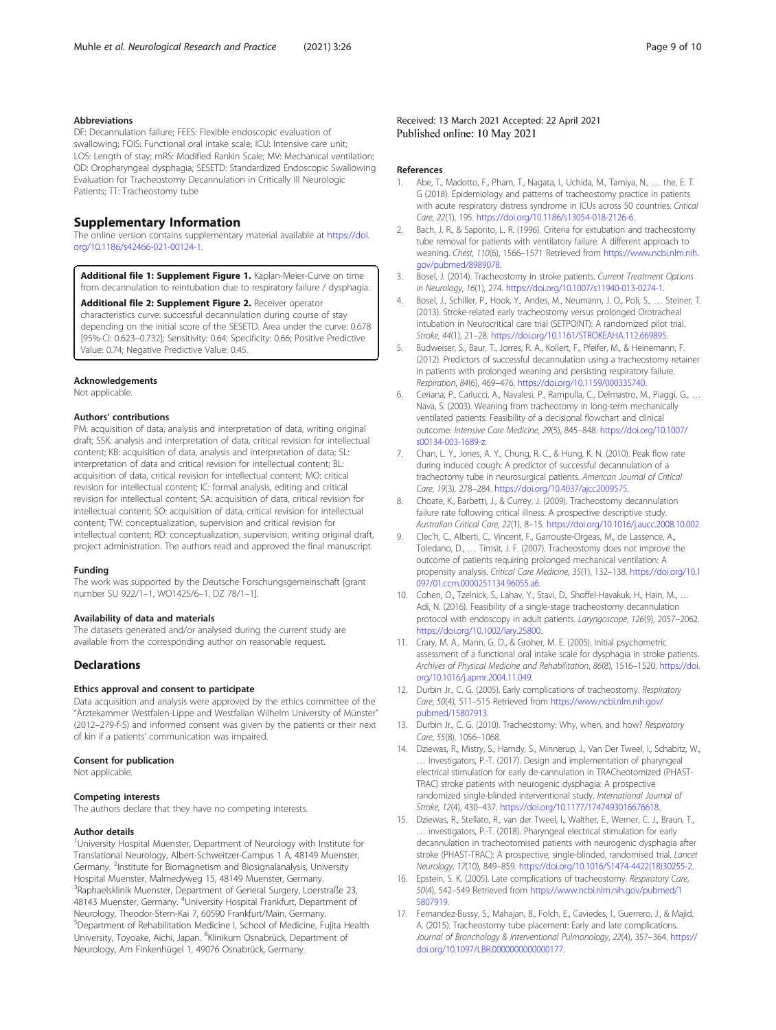### Abbreviations

DF: Decannulation failure; FEES: Flexible endoscopic evaluation of swallowing; FOIS: Functional oral intake scale; ICU: Intensive care unit; LOS: Length of stay; mRS: Modified Rankin Scale; MV: Mechanical ventilation; OD: Oropharyngeal dysphagia; SESETD: Standardized Endoscopic Swallowing Evaluation for Tracheostomy Decannulation in Critically Ill Neurologic Patients; TT: Tracheostomy tube

## Supplementary Information

The online version contains supplementary material available at https://doi.org/10.1186/s42466-021-00124-1.

**Additional file 1: Supplement Figure 1.** Kaplan-Meier-Curve on time from decannulation to reintubation due to respiratory failure / dysphagia.

**Additional file 2: Supplement Figure 2.** Receiver operator characteristics curve: successful decannulation during course of stay depending on the initial score of the SESETD. Area under the curve: 0.678 [95%-CI: 0.623–0.732]; Sensitivity: 0.64; Specificity: 0.66; Positive Predictive Value: 0.74; Negative Predictive Value: 0.45.

### Acknowledgements

Not applicable.

### Authors' contributions

PM: acquisition of data, analysis and interpretation of data, writing original draft; SSK: analysis and interpretation of data, critical revision for intellectual content; KB: acquisition of data, analysis and interpretation of data; SL: interpretation of data and critical revision for intellectual content; BL: acquisition of data, critical revision for intellectual content; MO: critical revision for intellectual content; IC: formal analysis, editing and critical revision for intellectual content; SA: acquisition of data, critical revision for intellectual content; SO: acquisition of data, critical revision for intellectual content; TW: conceptualization, supervision and critical revision for intellectual content; RD: conceptualization, supervision, writing original draft, project administration. The authors read and approved the final manuscript.

### Funding

The work was supported by the Deutsche Forschungsgemeinschaft [grant number SU 922/1–1, WO1425/6–1, DZ 78/1–1].

### Availability of data and materials

The datasets generated and/or analysed during the current study are available from the corresponding author on reasonable request.

## Declarations

### Ethics approval and consent to participate

Data acquisition and analysis were approved by the ethics committee of the "Ärztekammer Westfalen-Lippe and Westfalian Wilhelm University of Münster" (2012–279-f-S) and informed consent was given by the patients or their next of kin if a patients' communication was impaired.

### Consent for publication

Not applicable.

### Competing interests

The authors declare that they have no competing interests.

### Author details

[1]University Hospital Muenster, Department of Neurology with Institute for Translational Neurology, Albert-Schweitzer-Campus 1 A, 48149 Muenster, Germany. [2]Institute for Biomagnetism and Biosignalanalysis, University Hospital Muenster, Malmedyweg 15, 48149 Muenster, Germany. [3]Raphaelsklinik Muenster, Department of General Surgery, Loerstraße 23, 48143 Muenster, Germany. [4]University Hospital Frankfurt, Department of Neurology, Theodor-Stern-Kai 7, 60590 Frankfurt/Main, Germany. [5]Department of Rehabilitation Medicine I, School of Medicine, Fujita Health University, Toyoake, Aichi, Japan. [6]Klinikum Osnabrück, Department of Neurology, Am Finkenhügel 1, 49076 Osnabrück, Germany.

Received: 13 March 2021 Accepted: 22 April 2021
Published online: 10 May 2021

### References

1. Abe, T., Madotto, F., Pham, T., Nagata, I., Uchida, M., Tamiya, N., … the, E. T. G (2018). Epidemiology and patterns of tracheostomy practice in patients with acute respiratory distress syndrome in ICUs across 50 countries. *Critical Care*, *22*(1), 195. https://doi.org/10.1186/s13054-018-2126-6.
2. Bach, J. R., & Saporito, L. R. (1996). Criteria for extubation and tracheostomy tube removal for patients with ventilatory failure. A different approach to weaning. *Chest*, *110*(6), 1566–1571 Retrieved from https://www.ncbi.nlm.nih.gov/pubmed/8989078.
3. Bosel, J. (2014). Tracheostomy in stroke patients. *Current Treatment Options in Neurology*, *16*(1), 274. https://doi.org/10.1007/s11940-013-0274-1.
4. Bosel, J., Schiller, P., Hook, Y., Andes, M., Neumann, J. O., Poli, S., … Steiner, T. (2013). Stroke-related early tracheostomy versus prolonged Orotracheal intubation in Neurocritical care trial (SETPOINT): A randomized pilot trial. *Stroke*, *44*(1), 21–28. https://doi.org/10.1161/STROKEAHA.112.669895.
5. Budweiser, S., Baur, T., Jorres, R. A., Kollert, F., Pfeifer, M., & Heinemann, F. (2012). Predictors of successful decannulation using a tracheostomy retainer in patients with prolonged weaning and persisting respiratory failure. *Respiration*, *84*(6), 469–476. https://doi.org/10.1159/000335740.
6. Ceriana, P., Carlucci, A., Navalesi, P., Rampulla, C., Delmastro, M., Piaggi, G., … Nava, S. (2003). Weaning from tracheotomy in long-term mechanically ventilated patients: Feasibility of a decisional flowchart and clinical outcome. *Intensive Care Medicine*, *29*(5), 845–848. https://doi.org/10.1007/s00134-003-1689-z.
7. Chan, L. Y., Jones, A. Y., Chung, R. C., & Hung, K. N. (2010). Peak flow rate during induced cough: A predictor of successful decannulation of a tracheotomy tube in neurosurgical patients. *American Journal of Critical Care*, *19*(3), 278–284. https://doi.org/10.4037/ajcc2009575.
8. Choate, K., Barbetti, J., & Currey, J. (2009). Tracheostomy decannulation failure rate following critical illness: A prospective descriptive study. *Australian Critical Care*, *22*(1), 8–15. https://doi.org/10.1016/j.aucc.2008.10.002.
9. Clec'h, C., Alberti, C., Vincent, F., Garrouste-Orgeas, M., de Lassence, A., Toledano, D., … Timsit, J. F. (2007). Tracheostomy does not improve the outcome of patients requiring prolonged mechanical ventilation: A propensity analysis. *Critical Care Medicine*, *35*(1), 132–138. https://doi.org/10.1097/01.ccm.0000251134.96055.a6.
10. Cohen, O., Tzelnick, S., Lahav, Y., Stavi, D., Shoffel-Havakuk, H., Hain, M., … Adi, N. (2016). Feasibility of a single-stage tracheostomy decannulation protocol with endoscopy in adult patients. *Laryngoscope*, *126*(9), 2057–2062. https://doi.org/10.1002/lary.25800.
11. Crary, M. A., Mann, G. D., & Groher, M. E. (2005). Initial psychometric assessment of a functional oral intake scale for dysphagia in stroke patients. *Archives of Physical Medicine and Rehabilitation*, *86*(8), 1516–1520. https://doi.org/10.1016/j.apmr.2004.11.049.
12. Durbin Jr., C. G. (2005). Early complications of tracheostomy. *Respiratory Care*, *50*(4), 511–515 Retrieved from https://www.ncbi.nlm.nih.gov/pubmed/15807913.
13. Durbin Jr., C. G. (2010). Tracheostomy: Why, when, and how? *Respiratory Care*, *55*(8), 1056–1068.
14. Dziewas, R., Mistry, S., Hamdy, S., Minnerup, J., Van Der Tweel, I., Schabitz, W., … Investigators, P.-T. (2017). Design and implementation of pharyngeal electrical stimulation for early de-cannulation in TRACheotomized (PHAST-TRAC) stroke patients with neurogenic dysphagia: A prospective randomized single-blinded interventional study. *International Journal of Stroke*, *12*(4), 430–437. https://doi.org/10.1177/1747493016676618.
15. Dziewas, R., Stellato, R., van der Tweel, I., Walther, E., Werner, C. J., Braun, T., … investigators, P.-T. (2018). Pharyngeal electrical stimulation for early decannulation in tracheotomised patients with neurogenic dysphagia after stroke (PHAST-TRAC): A prospective, single-blinded, randomised trial. *Lancet Neurology*, *17*(10), 849–859. https://doi.org/10.1016/S1474-4422(18)30255-2.
16. Epstein, S. K. (2005). Late complications of tracheostomy. *Respiratory Care*, *50*(4), 542–549 Retrieved from https://www.ncbi.nlm.nih.gov/pubmed/15807919.
17. Fernandez-Bussy, S., Mahajan, B., Folch, E., Caviedes, I., Guerrero, J., & Majid, A. (2015). Tracheostomy tube placement: Early and late complications. *Journal of Bronchology & Interventional Pulmonology*, *22*(4), 357–364. https://doi.org/10.1097/LBR.0000000000000177.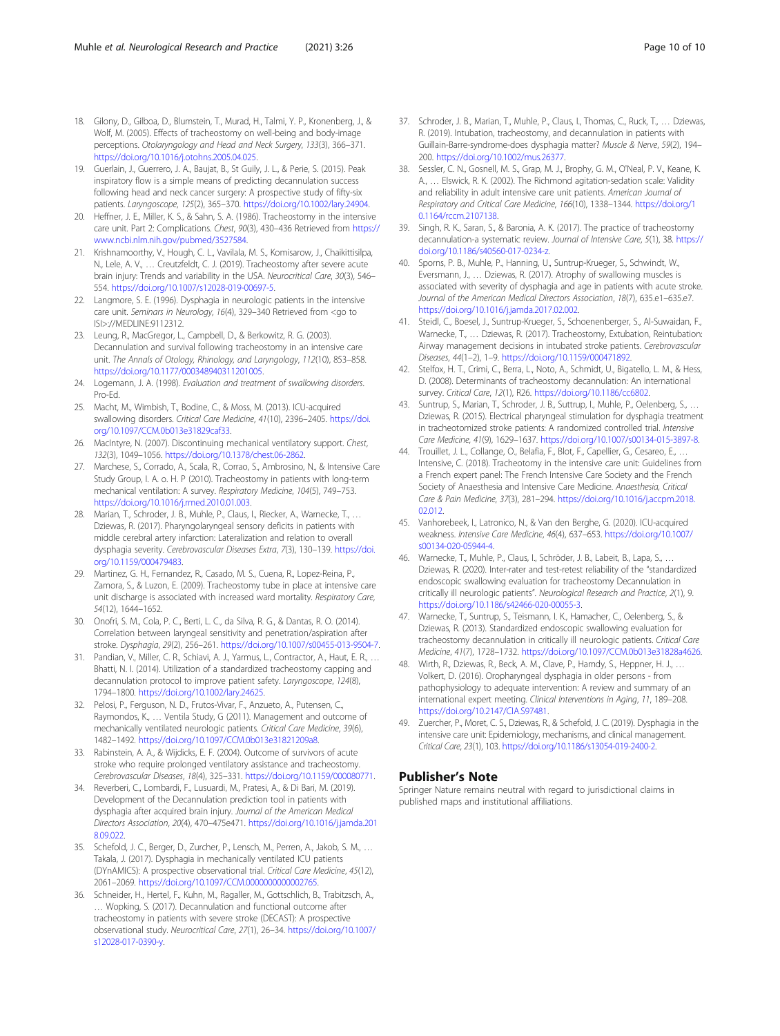18. Gilony, D., Gilboa, D., Blumstein, T., Murad, H., Talmi, Y. P., Kronenberg, J., & Wolf, M. (2005). Effects of tracheostomy on well-being and body-image perceptions. *Otolaryngology and Head and Neck Surgery*, *133*(3), 366–371. https://doi.org/10.1016/j.otohns.2005.04.025.
19. Guerlain, J., Guerrero, J. A., Baujat, B., St Guily, J. L., & Perie, S. (2015). Peak inspiratory flow is a simple means of predicting decannulation success following head and neck cancer surgery: A prospective study of fifty-six patients. *Laryngoscope*, *125*(2), 365–370. https://doi.org/10.1002/lary.24904.
20. Heffner, J. E., Miller, K. S., & Sahn, S. A. (1986). Tracheostomy in the intensive care unit. Part 2: Complications. *Chest*, *90*(3), 430–436 Retrieved from https://www.ncbi.nlm.nih.gov/pubmed/3527584.
21. Krishnamoorthy, V., Hough, C. L., Vavilala, M. S., Komisarow, J., Chaikittisilpa, N., Lele, A. V., … Creutzfeldt, C. J. (2019). Tracheostomy after severe acute brain injury: Trends and variability in the USA. *Neurocritical Care*, *30*(3), 546–554. https://doi.org/10.1007/s12028-019-00697-5.
22. Langmore, S. E. (1996). Dysphagia in neurologic patients in the intensive care unit. *Seminars in Neurology*, *16*(4), 329–340 Retrieved from <go to ISI>://MEDLINE:9112312.
23. Leung, R., MacGregor, L., Campbell, D., & Berkowitz, R. G. (2003). Decannulation and survival following tracheostomy in an intensive care unit. *The Annals of Otology, Rhinology, and Laryngology*, *112*(10), 853–858. https://doi.org/10.1177/000348940311201005.
24. Logemann, J. A. (1998). *Evaluation and treatment of swallowing disorders*. Pro-Ed.
25. Macht, M., Wimbish, T., Bodine, C., & Moss, M. (2013). ICU-acquired swallowing disorders. *Critical Care Medicine*, *41*(10), 2396–2405. https://doi.org/10.1097/CCM.0b013e31829caf33.
26. MacIntyre, N. (2007). Discontinuing mechanical ventilatory support. *Chest*, *132*(3), 1049–1056. https://doi.org/10.1378/chest.06-2862.
27. Marchese, S., Corrado, A., Scala, R., Corrao, S., Ambrosino, N., & Intensive Care Study Group, I. A. o. H. P (2010). Tracheostomy in patients with long-term mechanical ventilation: A survey. *Respiratory Medicine*, *104*(5), 749–753. https://doi.org/10.1016/j.rmed.2010.01.003.
28. Marian, T., Schroder, J. B., Muhle, P., Claus, I., Riecker, A., Warnecke, T., … Dziewas, R. (2017). Pharyngolaryngeal sensory deficits in patients with middle cerebral artery infarction: Lateralization and relation to overall dysphagia severity. *Cerebrovascular Diseases Extra*, *7*(3), 130–139. https://doi.org/10.1159/000479483.
29. Martinez, G. H., Fernandez, R., Casado, M. S., Cuena, R., Lopez-Reina, P., Zamora, S., & Luzon, E. (2009). Tracheostomy tube in place at intensive care unit discharge is associated with increased ward mortality. *Respiratory Care*, *54*(12), 1644–1652.
30. Onofri, S. M., Cola, P. C., Berti, L. C., da Silva, R. G., & Dantas, R. O. (2014). Correlation between laryngeal sensitivity and penetration/aspiration after stroke. *Dysphagia*, *29*(2), 256–261. https://doi.org/10.1007/s00455-013-9504-7.
31. Pandian, V., Miller, C. R., Schiavi, A. J., Yarmus, L., Contractor, A., Haut, E. R., … Bhatti, N. I. (2014). Utilization of a standardized tracheostomy capping and decannulation protocol to improve patient safety. *Laryngoscope*, *124*(8), 1794–1800. https://doi.org/10.1002/lary.24625.
32. Pelosi, P., Ferguson, N. D., Frutos-Vivar, F., Anzueto, A., Putensen, C., Raymondos, K., … Ventila Study, G (2011). Management and outcome of mechanically ventilated neurologic patients. *Critical Care Medicine*, *39*(6), 1482–1492. https://doi.org/10.1097/CCM.0b013e31821209a8.
33. Rabinstein, A. A., & Wijdicks, E. F. (2004). Outcome of survivors of acute stroke who require prolonged ventilatory assistance and tracheostomy. *Cerebrovascular Diseases*, *18*(4), 325–331. https://doi.org/10.1159/000080771.
34. Reverberi, C., Lombardi, F., Lusuardi, M., Pratesi, A., & Di Bari, M. (2019). Development of the Decannulation prediction tool in patients with dysphagia after acquired brain injury. *Journal of the American Medical Directors Association*, *20*(4), 470–475e471. https://doi.org/10.1016/j.jamda.2018.09.022.
35. Schefold, J. C., Berger, D., Zurcher, P., Lensch, M., Perren, A., Jakob, S. M., … Takala, J. (2017). Dysphagia in mechanically ventilated ICU patients (DYnAMICS): A prospective observational trial. *Critical Care Medicine*, *45*(12), 2061–2069. https://doi.org/10.1097/CCM.0000000000002765.
36. Schneider, H., Hertel, F., Kuhn, M., Ragaller, M., Gottschlich, B., Trabitzsch, A., … Wopking, S. (2017). Decannulation and functional outcome after tracheostomy in patients with severe stroke (DECAST): A prospective observational study. *Neurocritical Care*, *27*(1), 26–34. https://doi.org/10.1007/s12028-017-0390-y.
37. Schroder, J. B., Marian, T., Muhle, P., Claus, I., Thomas, C., Ruck, T., … Dziewas, R. (2019). Intubation, tracheostomy, and decannulation in patients with Guillain-Barre-syndrome-does dysphagia matter? *Muscle & Nerve*, *59*(2), 194–200. https://doi.org/10.1002/mus.26377.
38. Sessler, C. N., Gosnell, M. S., Grap, M. J., Brophy, G. M., O'Neal, P. V., Keane, K. A., … Elswick, R. K. (2002). The Richmond agitation-sedation scale: Validity and reliability in adult intensive care unit patients. *American Journal of Respiratory and Critical Care Medicine*, *166*(10), 1338–1344. https://doi.org/10.1164/rccm.2107138.
39. Singh, R. K., Saran, S., & Baronia, A. K. (2017). The practice of tracheostomy decannulation-a systematic review. *Journal of Intensive Care*, *5*(1), 38. https://doi.org/10.1186/s40560-017-0234-z.
40. Sporns, P. B., Muhle, P., Hanning, U., Suntrup-Krueger, S., Schwindt, W., Eversmann, J., … Dziewas, R. (2017). Atrophy of swallowing muscles is associated with severity of dysphagia and age in patients with acute stroke. *Journal of the American Medical Directors Association*, *18*(7), 635.e1–635.e7. https://doi.org/10.1016/j.jamda.2017.02.002.
41. Steidl, C., Boesel, J., Suntrup-Krueger, S., Schoenenberger, S., Al-Suwaidan, F., Warnecke, T., … Dziewas, R. (2017). Tracheostomy, Extubation, Reintubation: Airway management decisions in intubated stroke patients. *Cerebrovascular Diseases*, *44*(1–2), 1–9. https://doi.org/10.1159/000471892.
42. Stelfox, H. T., Crimi, C., Berra, L., Noto, A., Schmidt, U., Bigatello, L. M., & Hess, D. (2008). Determinants of tracheostomy decannulation: An international survey. *Critical Care*, *12*(1), R26. https://doi.org/10.1186/cc6802.
43. Suntrup, S., Marian, T., Schroder, J. B., Suttrup, I., Muhle, P., Oelenberg, S., … Dziewas, R. (2015). Electrical pharyngeal stimulation for dysphagia treatment in tracheotomized stroke patients: A randomized controlled trial. *Intensive Care Medicine*, *41*(9), 1629–1637. https://doi.org/10.1007/s00134-015-3897-8.
44. Trouillet, J. L., Collange, O., Belafia, F., Blot, F., Capellier, G., Cesareo, E., … Intensive, C. (2018). Tracheotomy in the intensive care unit: Guidelines from a French expert panel: The French Intensive Care Society and the French Society of Anaesthesia and Intensive Care Medicine. *Anaesthesia, Critical Care & Pain Medicine*, *37*(3), 281–294. https://doi.org/10.1016/j.accpm.2018.02.012.
45. Vanhorebeek, I., Latronico, N., & Van den Berghe, G. (2020). ICU-acquired weakness. *Intensive Care Medicine*, *46*(4), 637–653. https://doi.org/10.1007/s00134-020-05944-4.
46. Warnecke, T., Muhle, P., Claus, I., Schröder, J. B., Labeit, B., Lapa, S., … Dziewas, R. (2020). Inter-rater and test-retest reliability of the "standardized endoscopic swallowing evaluation for tracheostomy Decannulation in critically ill neurologic patients". *Neurological Research and Practice*, *2*(1), 9. https://doi.org/10.1186/s42466-020-00055-3.
47. Warnecke, T., Suntrup, S., Teismann, I. K., Hamacher, C., Oelenberg, S., & Dziewas, R. (2013). Standardized endoscopic swallowing evaluation for tracheostomy decannulation in critically ill neurologic patients. *Critical Care Medicine*, *41*(7), 1728–1732. https://doi.org/10.1097/CCM.0b013e31828a4626.
48. Wirth, R., Dziewas, R., Beck, A. M., Clave, P., Hamdy, S., Heppner, H. J., … Volkert, D. (2016). Oropharyngeal dysphagia in older persons - from pathophysiology to adequate intervention: A review and summary of an international expert meeting. *Clinical Interventions in Aging*, *11*, 189–208. https://doi.org/10.2147/CIA.S97481.
49. Zuercher, P., Moret, C. S., Dziewas, R., & Schefold, J. C. (2019). Dysphagia in the intensive care unit: Epidemiology, mechanisms, and clinical management. *Critical Care*, *23*(1), 103. https://doi.org/10.1186/s13054-019-2400-2.

## Publisher's Note

Springer Nature remains neutral with regard to jurisdictional claims in published maps and institutional affiliations.